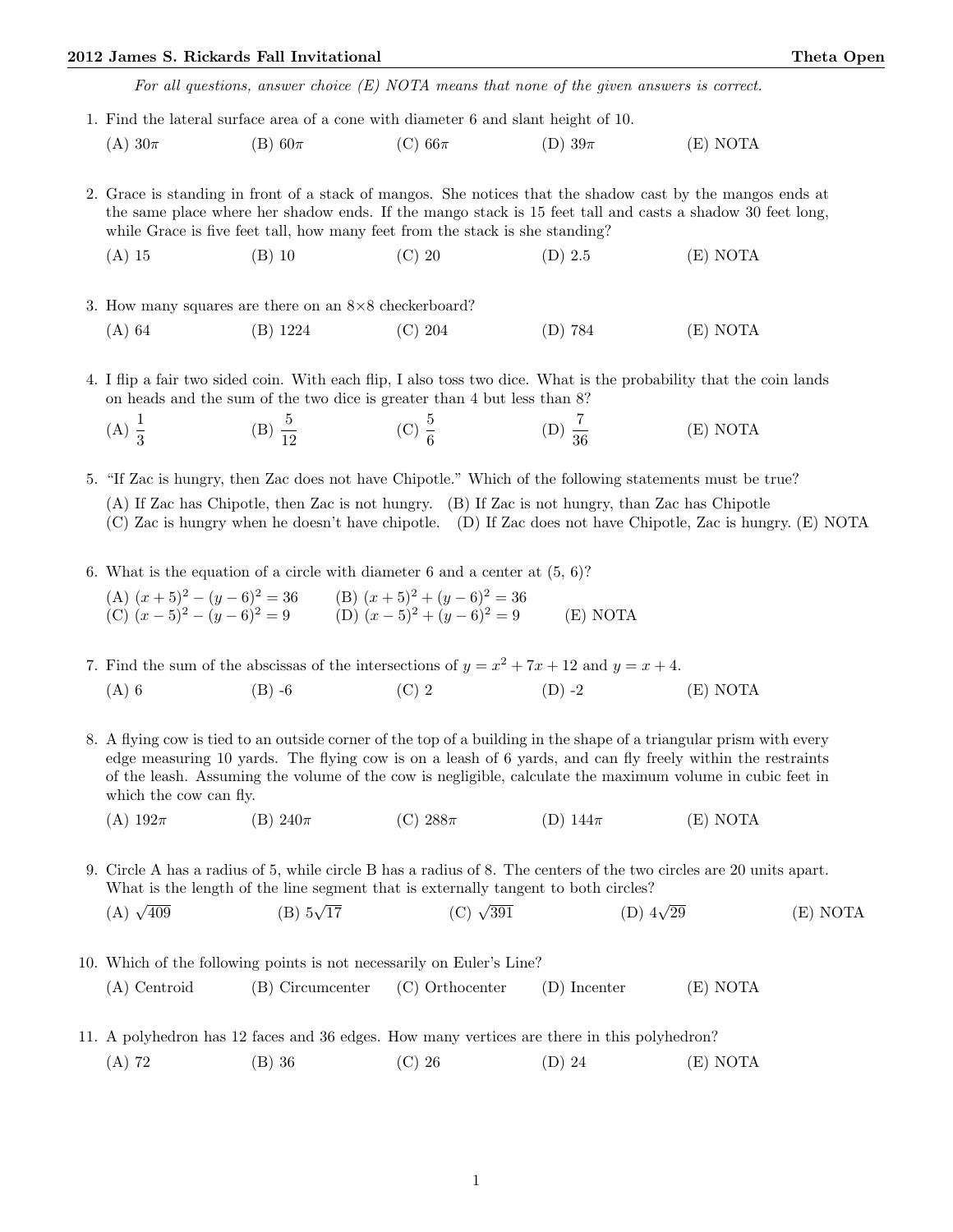*For all questions, answer choice (E) NOTA means that none of the given answers is correct.*

1. Find the lateral surface area of a cone with diameter 6 and slant height of 10.

   (A) $30\pi$ (B) $60\pi$ (C) $66\pi$ (D) $39\pi$ (E) NOTA

2. Grace is standing in front of a stack of mangos. She notices that the shadow cast by the mangos ends at the same place where her shadow ends. If the mango stack is 15 feet tall and casts a shadow 30 feet long, while Grace is five feet tall, how many feet from the stack is she standing?

   (A) 15 (B) 10 (C) 20 (D) 2.5 (E) NOTA

3. How many squares are there on an $8 \times 8$ checkerboard?

   (A) 64 (B) 1224 (C) 204 (D) 784 (E) NOTA

4. I flip a fair two sided coin. With each flip, I also toss two dice. What is the probability that the coin lands on heads and the sum of the two dice is greater than 4 but less than 8?

   (A) $\frac{1}{3}$ (B) $\frac{5}{12}$ (C) $\frac{5}{6}$ (D) $\frac{7}{36}$ (E) NOTA

5. "If Zac is hungry, then Zac does not have Chipotle." Which of the following statements must be true?

   (A) If Zac has Chipotle, then Zac is not hungry. (B) If Zac is not hungry, than Zac has Chipotle
   (C) Zac is hungry when he doesn't have chipotle. (D) If Zac does not have Chipotle, Zac is hungry. (E) NOTA

6. What is the equation of a circle with diameter 6 and a center at (5, 6)?

   (A) $(x+5)^2 - (y-6)^2 = 36$ (B) $(x+5)^2 + (y-6)^2 = 36$
   (C) $(x-5)^2 - (y-6)^2 = 9$ (D) $(x-5)^2 + (y-6)^2 = 9$ (E) NOTA

7. Find the sum of the abscissas of the intersections of $y = x^2 + 7x + 12$ and $y = x + 4$.

   (A) 6 (B) -6 (C) 2 (D) -2 (E) NOTA

8. A flying cow is tied to an outside corner of the top of a building in the shape of a triangular prism with every edge measuring 10 yards. The flying cow is on a leash of 6 yards, and can fly freely within the restraints of the leash. Assuming the volume of the cow is negligible, calculate the maximum volume in cubic feet in which the cow can fly.

   (A) $192\pi$ (B) $240\pi$ (C) $288\pi$ (D) $144\pi$ (E) NOTA

9. Circle A has a radius of 5, while circle B has a radius of 8. The centers of the two circles are 20 units apart. What is the length of the line segment that is externally tangent to both circles?

   (A) $\sqrt{409}$ (B) $5\sqrt{17}$ (C) $\sqrt{391}$ (D) $4\sqrt{29}$ (E) NOTA

10. Which of the following points is not necessarily on Euler's Line?

    (A) Centroid (B) Circumcenter (C) Orthocenter (D) Incenter (E) NOTA

11. A polyhedron has 12 faces and 36 edges. How many vertices are there in this polyhedron?

    (A) 72 (B) 36 (C) 26 (D) 24 (E) NOTA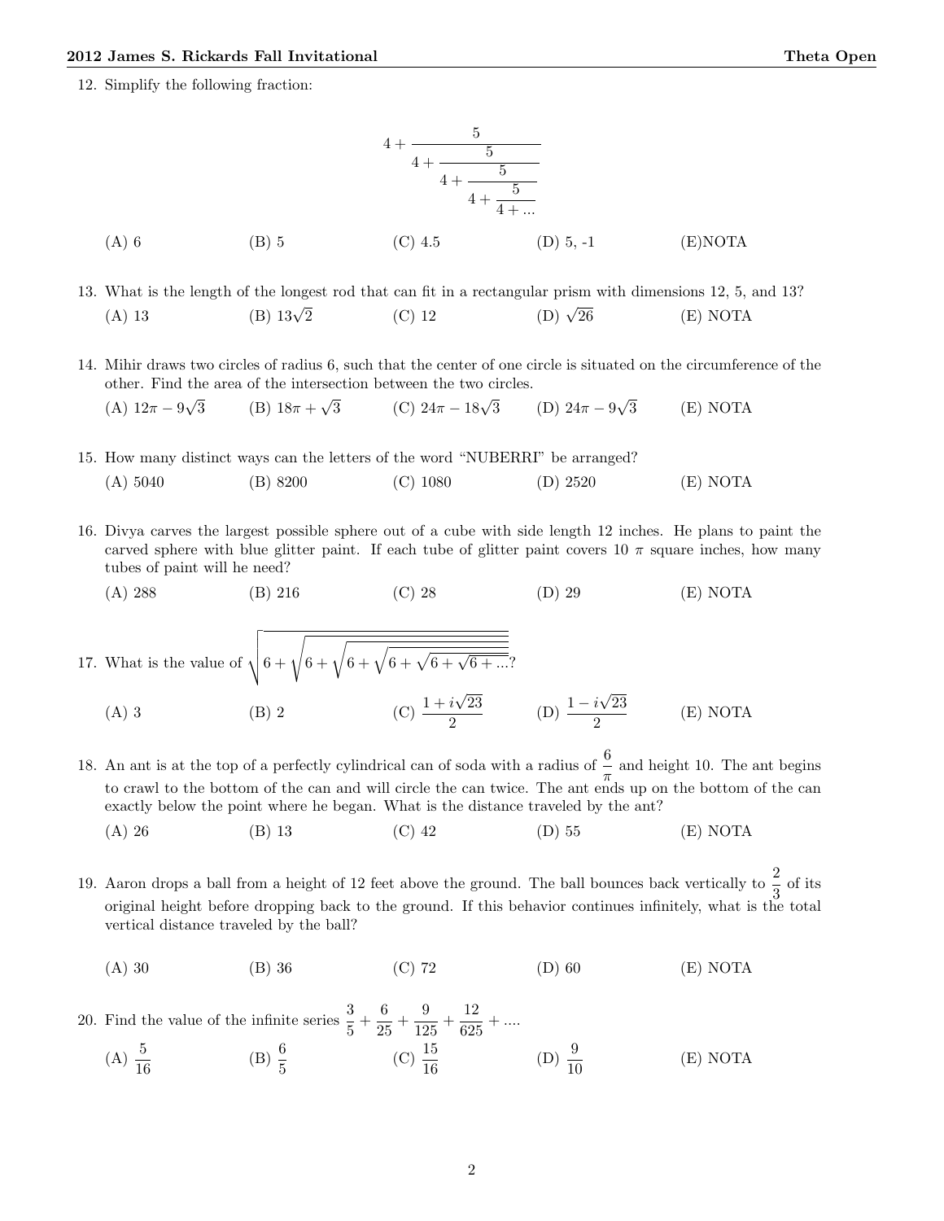12. Simplify the following fraction:

$$4+\cfrac{5}{4+\cfrac{5}{4+\cfrac{5}{4+\cfrac{5}{4+...}}}}$$

(A) 6 (B) 5 (C) 4.5 (D) 5, -1 (E)NOTA

13. What is the length of the longest rod that can fit in a rectangular prism with dimensions 12, 5, and 13?

(A) 13 (B) $13\sqrt{2}$ (C) 12 (D) $\sqrt{26}$ (E) NOTA

14. Mihir draws two circles of radius 6, such that the center of one circle is situated on the circumference of the other. Find the area of the intersection between the two circles.

(A) $12\pi - 9\sqrt{3}$ (B) $18\pi + \sqrt{3}$ (C) $24\pi - 18\sqrt{3}$ (D) $24\pi - 9\sqrt{3}$ (E) NOTA

15. How many distinct ways can the letters of the word "NUBERRI" be arranged?

(A) 5040 (B) 8200 (C) 1080 (D) 2520 (E) NOTA

16. Divya carves the largest possible sphere out of a cube with side length 12 inches. He plans to paint the carved sphere with blue glitter paint. If each tube of glitter paint covers 10 $\pi$ square inches, how many tubes of paint will he need?

(A) 288 (B) 216 (C) 28 (D) 29 (E) NOTA

17. What is the value of $\sqrt{6+\sqrt{6+\sqrt{6+\sqrt{6+\sqrt{6+\sqrt{6+...}}}}}}$?

(A) 3 (B) 2 (C) $\frac{1+i\sqrt{23}}{2}$ (D) $\frac{1-i\sqrt{23}}{2}$ (E) NOTA

18. An ant is at the top of a perfectly cylindrical can of soda with a radius of $\frac{6}{\pi}$ and height 10. The ant begins to crawl to the bottom of the can and will circle the can twice. The ant ends up on the bottom of the can exactly below the point where he began. What is the distance traveled by the ant?

(A) 26 (B) 13 (C) 42 (D) 55 (E) NOTA

19. Aaron drops a ball from a height of 12 feet above the ground. The ball bounces back vertically to $\frac{2}{3}$ of its original height before dropping back to the ground. If this behavior continues infinitely, what is the total vertical distance traveled by the ball?

(A) 30 (B) 36 (C) 72 (D) 60 (E) NOTA

20. Find the value of the infinite series $\frac{3}{5}+\frac{6}{25}+\frac{9}{125}+\frac{12}{625}+....$

(A) $\frac{5}{16}$ (B) $\frac{6}{5}$ (C) $\frac{15}{16}$ (D) $\frac{9}{10}$ (E) NOTA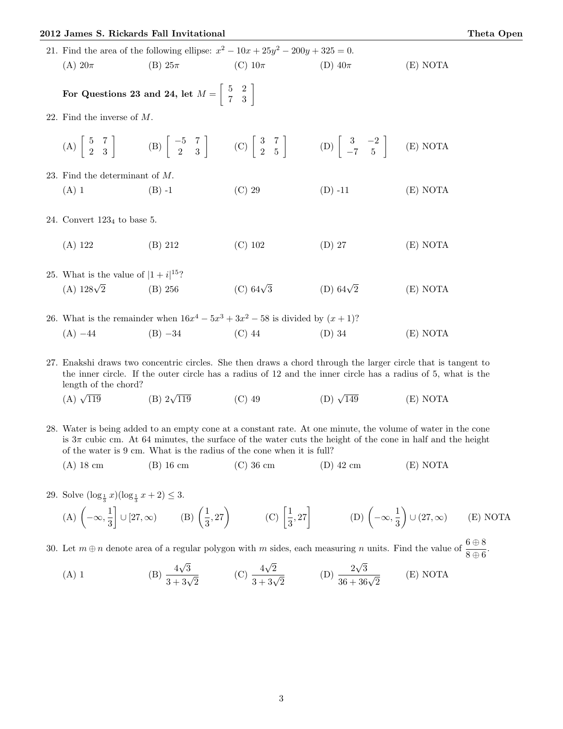21. Find the area of the following ellipse: $x^2 - 10x + 25y^2 - 200y + 325 = 0$.

(A) $20\pi$ (B) $25\pi$ (C) $10\pi$ (D) $40\pi$ (E) NOTA

**For Questions 23 and 24, let** $M = \begin{bmatrix} 5 & 2 \\ 7 & 3 \end{bmatrix}$

22. Find the inverse of $M$.

(A) $\begin{bmatrix} 5 & 7 \\ 2 & 3 \end{bmatrix}$ (B) $\begin{bmatrix} -5 & 7 \\ 2 & 3 \end{bmatrix}$ (C) $\begin{bmatrix} 3 & 7 \\ 2 & 5 \end{bmatrix}$ (D) $\begin{bmatrix} 3 & -2 \\ -7 & 5 \end{bmatrix}$ (E) NOTA

23. Find the determinant of $M$.

(A) 1 (B) -1 (C) 29 (D) -11 (E) NOTA

24. Convert $123_4$ to base 5.

(A) 122 (B) 212 (C) 102 (D) 27 (E) NOTA

25. What is the value of $|1+i|^{15}$?

(A) $128\sqrt{2}$ (B) 256 (C) $64\sqrt{3}$ (D) $64\sqrt{2}$ (E) NOTA

26. What is the remainder when $16x^4 - 5x^3 + 3x^2 - 58$ is divided by $(x+1)$?

(A) $-44$ (B) $-34$ (C) $44$ (D) $34$ (E) NOTA

27. Enakshi draws two concentric circles. She then draws a chord through the larger circle that is tangent to the inner circle. If the outer circle has a radius of 12 and the inner circle has a radius of 5, what is the length of the chord?

(A) $\sqrt{119}$ (B) $2\sqrt{119}$ (C) 49 (D) $\sqrt{149}$ (E) NOTA

28. Water is being added to an empty cone at a constant rate. At one minute, the volume of water in the cone is $3\pi$ cubic cm. At 64 minutes, the surface of the water cuts the height of the cone in half and the height of the water is 9 cm. What is the radius of the cone when it is full?

(A) 18 cm (B) 16 cm (C) 36 cm (D) 42 cm (E) NOTA

29. Solve $(\log_{\frac{1}{3}} x)(\log_{\frac{1}{3}} x + 2) \leq 3$.

(A) $\left(-\infty, \frac{1}{3}\right] \cup [27, \infty)$ (B) $\left(\frac{1}{3}, 27\right)$ (C) $\left[\frac{1}{3}, 27\right]$ (D) $\left(-\infty, \frac{1}{3}\right) \cup (27, \infty)$ (E) NOTA

30. Let $m \oplus n$ denote area of a regular polygon with $m$ sides, each measuring $n$ units. Find the value of $\frac{6 \oplus 8}{8 \oplus 6}$.

(A) 1 (B) $\frac{4\sqrt{3}}{3+3\sqrt{2}}$ (C) $\frac{4\sqrt{2}}{3+3\sqrt{2}}$ (D) $\frac{2\sqrt{3}}{36+36\sqrt{2}}$ (E) NOTA